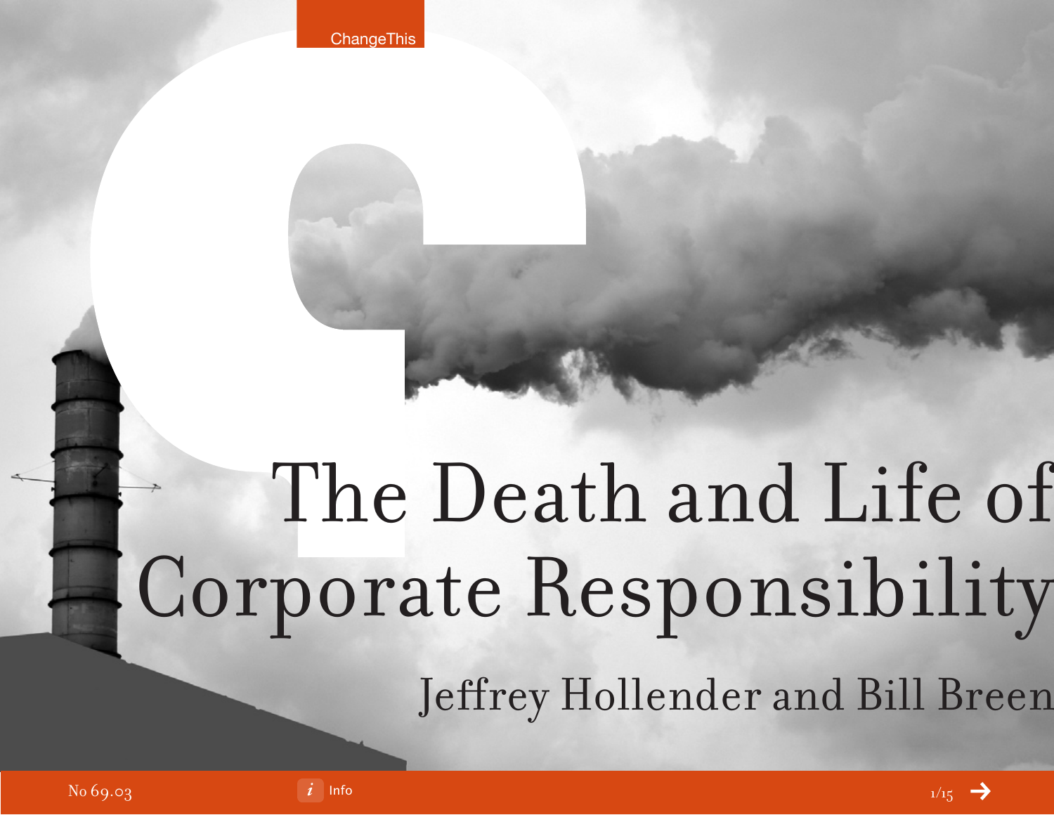ChangeThis

# The Death and Life of Corporate Responsibility

Jeffrey Hollender and Bill Breen

No 69.03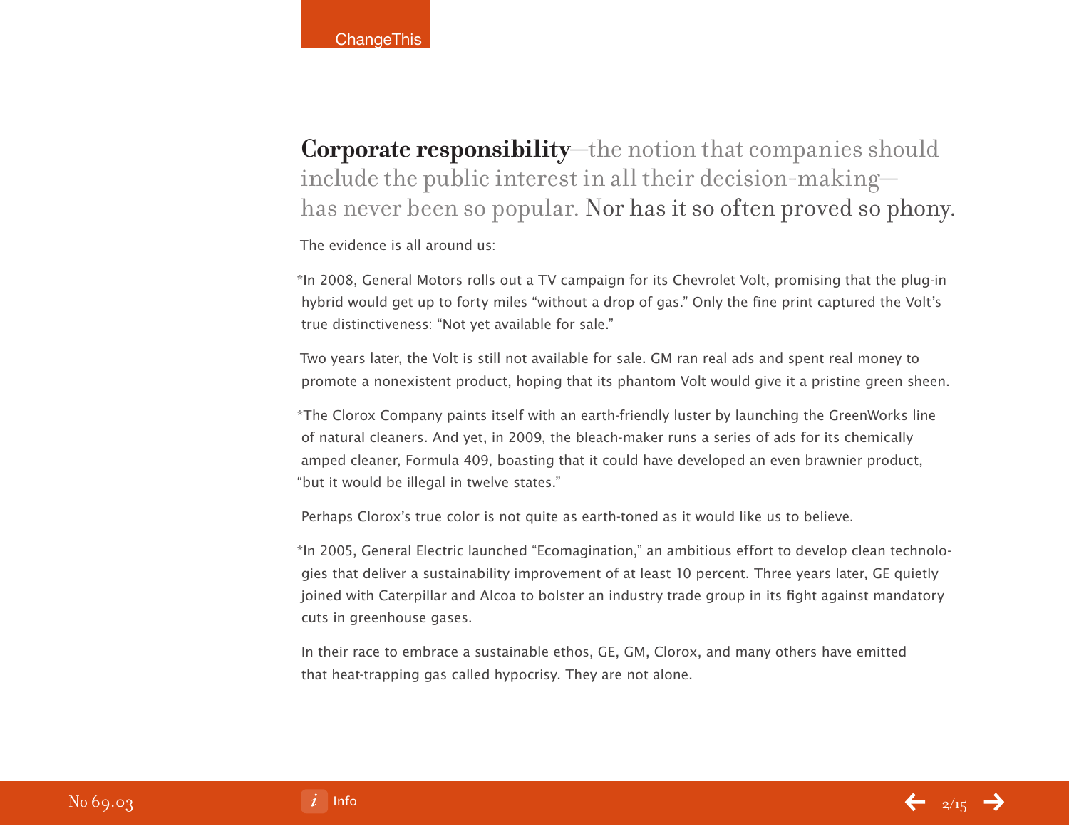**Corporate responsibility**—the notion that companies should include the public interest in all their decision-making—has never been so popular. Nor has it so often proved so phony.

The evidence is all around us:

*In 2008, General Motors rolls out a TV campaign for its Chevrolet Volt, promising that the plug-in hybrid would get up to forty miles "without a drop of gas." Only the fine print captured the Volt's true distinctiveness: "Not yet available for sale."

Two years later, the Volt is still not available for sale. GM ran real ads and spent real money to promote a nonexistent product, hoping that its phantom Volt would give it a pristine green sheen.

*The Clorox Company paints itself with an earth-friendly luster by launching the GreenWorks line of natural cleaners. And yet, in 2009, the bleach-maker runs a series of ads for its chemically amped cleaner, Formula 409, boasting that it could have developed an even brawnier product, "but it would be illegal in twelve states."

Perhaps Clorox's true color is not quite as earth-toned as it would like us to believe.

*In 2005, General Electric launched "Ecomagination," an ambitious effort to develop clean technologies that deliver a sustainability improvement of at least 10 percent. Three years later, GE quietly joined with Caterpillar and Alcoa to bolster an industry trade group in its fight against mandatory cuts in greenhouse gases.

In their race to embrace a sustainable ethos, GE, GM, Clorox, and many others have emitted that heat-trapping gas called hypocrisy. They are not alone.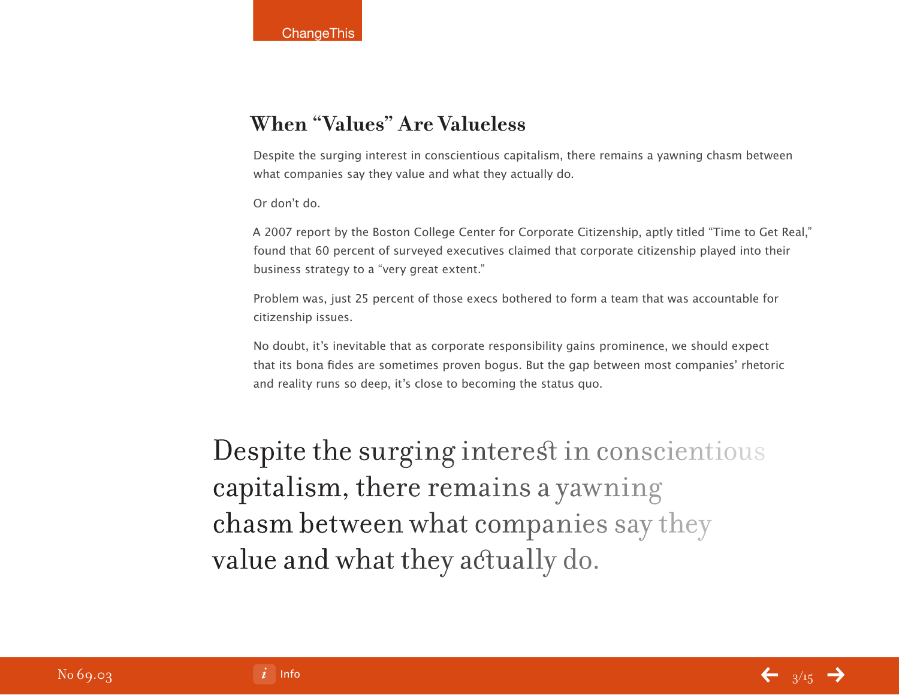## When "Values" Are Valueless

Despite the surging interest in conscientious capitalism, there remains a yawning chasm between what companies say they value and what they actually do.

Or don't do.

A 2007 report by the Boston College Center for Corporate Citizenship, aptly titled "Time to Get Real," found that 60 percent of surveyed executives claimed that corporate citizenship played into their business strategy to a "very great extent."

Problem was, just 25 percent of those execs bothered to form a team that was accountable for citizenship issues.

No doubt, it's inevitable that as corporate responsibility gains prominence, we should expect that its bona fides are sometimes proven bogus. But the gap between most companies' rhetoric and reality runs so deep, it's close to becoming the status quo.

> Despite the surging interest in conscientious capitalism, there remains a yawning chasm between what companies say they value and what they actually do.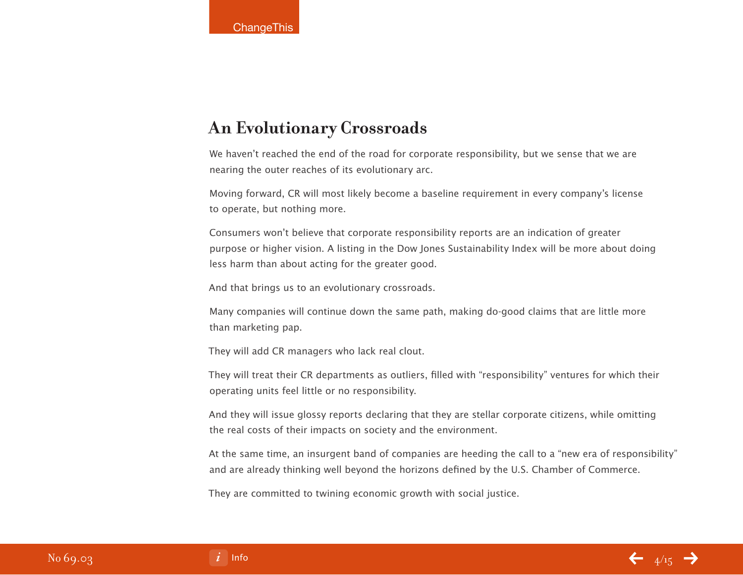## An Evolutionary Crossroads

We haven't reached the end of the road for corporate responsibility, but we sense that we are nearing the outer reaches of its evolutionary arc.

Moving forward, CR will most likely become a baseline requirement in every company's license to operate, but nothing more.

Consumers won't believe that corporate responsibility reports are an indication of greater purpose or higher vision. A listing in the Dow Jones Sustainability Index will be more about doing less harm than about acting for the greater good.

And that brings us to an evolutionary crossroads.

Many companies will continue down the same path, making do-good claims that are little more than marketing pap.

They will add CR managers who lack real clout.

They will treat their CR departments as outliers, filled with "responsibility" ventures for which their operating units feel little or no responsibility.

And they will issue glossy reports declaring that they are stellar corporate citizens, while omitting the real costs of their impacts on society and the environment.

At the same time, an insurgent band of companies are heeding the call to a "new era of responsibility" and are already thinking well beyond the horizons defined by the U.S. Chamber of Commerce.

They are committed to twining economic growth with social justice.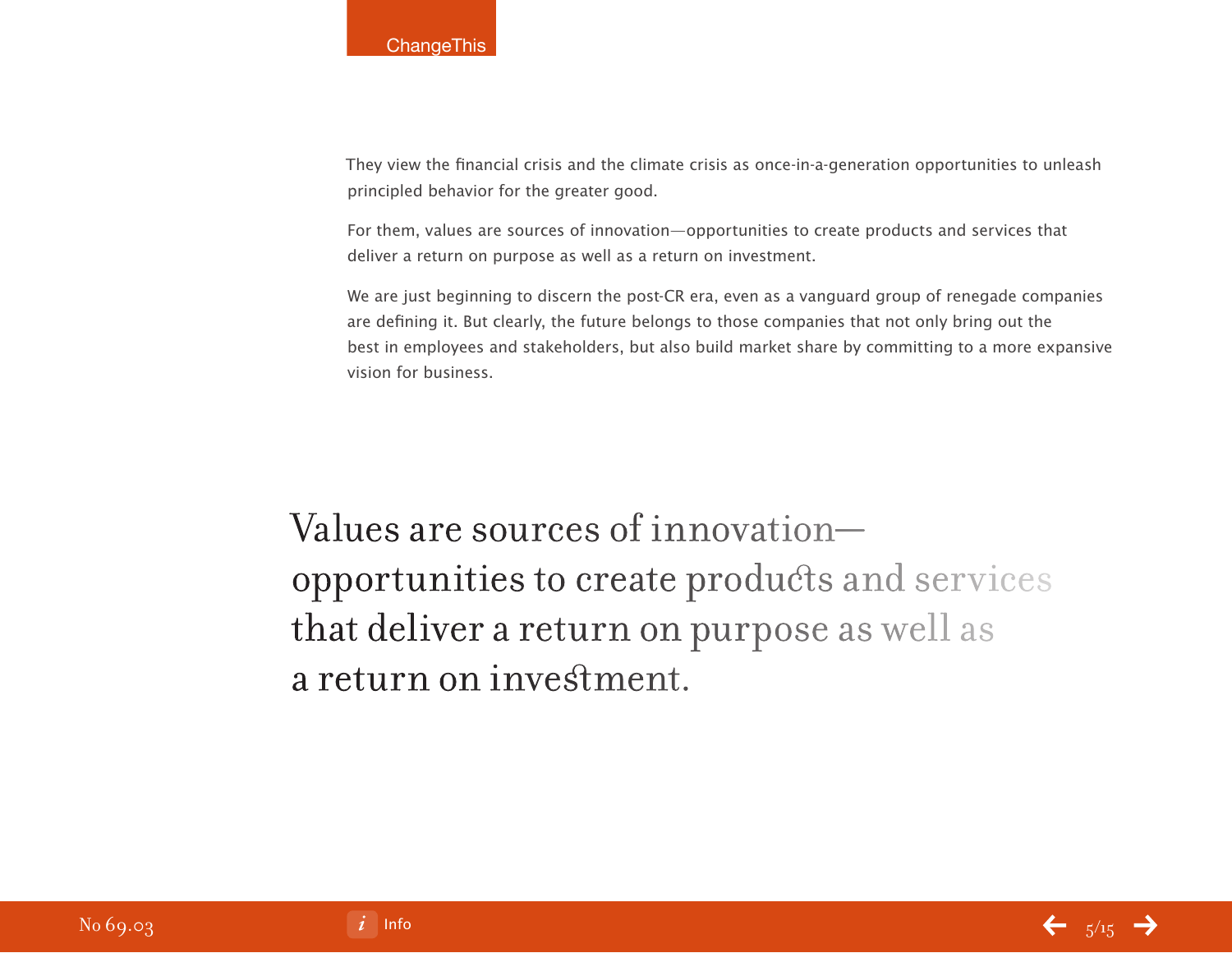They view the financial crisis and the climate crisis as once-in-a-generation opportunities to unleash principled behavior for the greater good.

For them, values are sources of innovation—opportunities to create products and services that deliver a return on purpose as well as a return on investment.

We are just beginning to discern the post-CR era, even as a vanguard group of renegade companies are defining it. But clearly, the future belongs to those companies that not only bring out the best in employees and stakeholders, but also build market share by committing to a more expansive vision for business.

> Values are sources of innovation—opportunities to create products and services that deliver a return on purpose as well as a return on investment.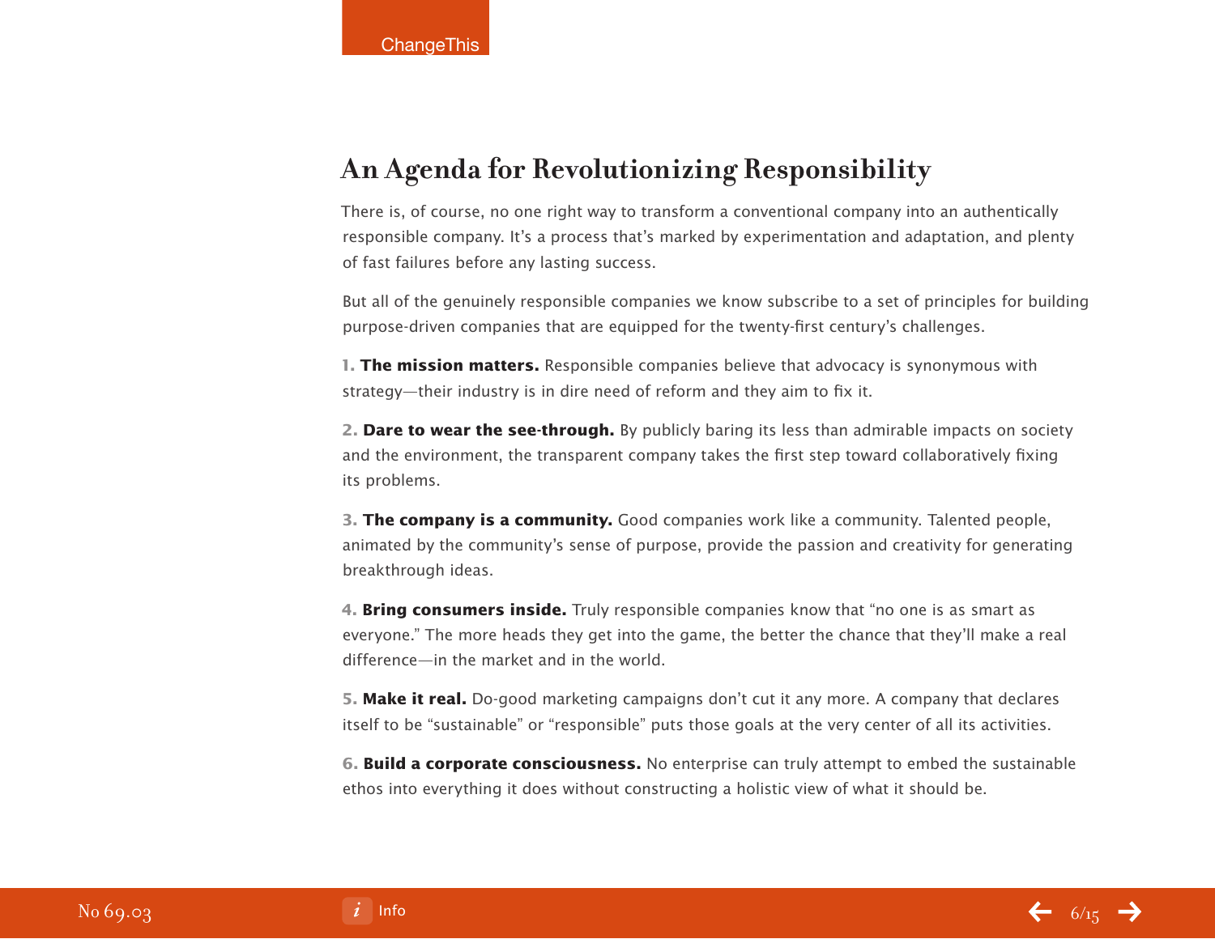## An Agenda for Revolutionizing Responsibility

There is, of course, no one right way to transform a conventional company into an authentically responsible company. It's a process that's marked by experimentation and adaptation, and plenty of fast failures before any lasting success.

But all of the genuinely responsible companies we know subscribe to a set of principles for building purpose-driven companies that are equipped for the twenty-first century's challenges.

1. **The mission matters.** Responsible companies believe that advocacy is synonymous with strategy—their industry is in dire need of reform and they aim to fix it.

2. **Dare to wear the see-through.** By publicly baring its less than admirable impacts on society and the environment, the transparent company takes the first step toward collaboratively fixing its problems.

3. **The company is a community.** Good companies work like a community. Talented people, animated by the community's sense of purpose, provide the passion and creativity for generating breakthrough ideas.

4. **Bring consumers inside.** Truly responsible companies know that "no one is as smart as everyone." The more heads they get into the game, the better the chance that they'll make a real difference—in the market and in the world.

5. **Make it real.** Do-good marketing campaigns don't cut it any more. A company that declares itself to be "sustainable" or "responsible" puts those goals at the very center of all its activities.

6. **Build a corporate consciousness.** No enterprise can truly attempt to embed the sustainable ethos into everything it does without constructing a holistic view of what it should be.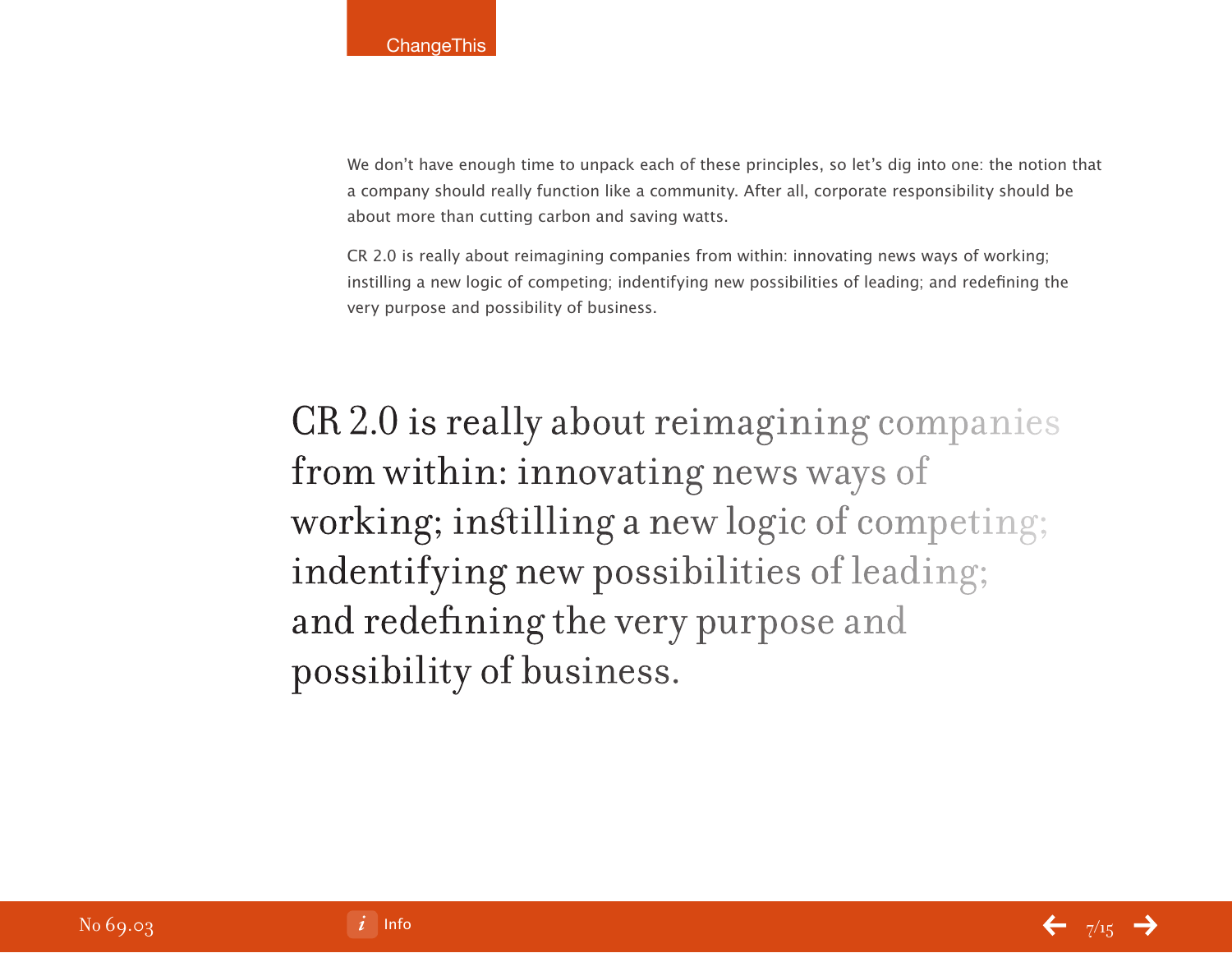We don't have enough time to unpack each of these principles, so let's dig into one: the notion that a company should really function like a community. After all, corporate responsibility should be about more than cutting carbon and saving watts.

CR 2.0 is really about reimagining companies from within: innovating news ways of working; instilling a new logic of competing; indentifying new possibilities of leading; and redefining the very purpose and possibility of business.

> CR 2.0 is really about reimagining companies from within: innovating news ways of working; instilling a new logic of competing; indentifying new possibilities of leading; and redefining the very purpose and possibility of business.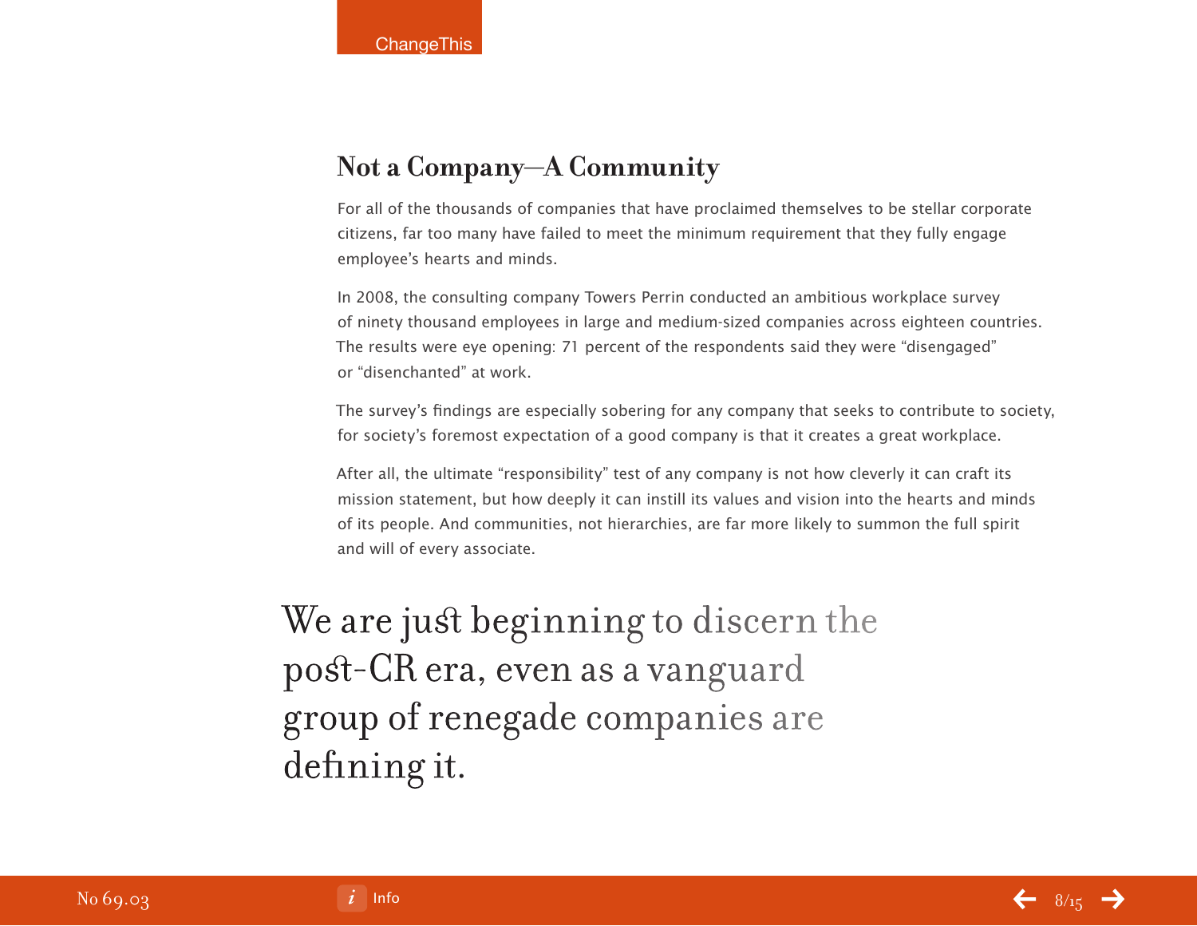## Not a Company—A Community

For all of the thousands of companies that have proclaimed themselves to be stellar corporate citizens, far too many have failed to meet the minimum requirement that they fully engage employee's hearts and minds.

In 2008, the consulting company Towers Perrin conducted an ambitious workplace survey of ninety thousand employees in large and medium-sized companies across eighteen countries. The results were eye opening: 71 percent of the respondents said they were "disengaged" or "disenchanted" at work.

The survey's findings are especially sobering for any company that seeks to contribute to society, for society's foremost expectation of a good company is that it creates a great workplace.

After all, the ultimate "responsibility" test of any company is not how cleverly it can craft its mission statement, but how deeply it can instill its values and vision into the hearts and minds of its people. And communities, not hierarchies, are far more likely to summon the full spirit and will of every associate.

> We are just beginning to discern the post-CR era, even as a vanguard group of renegade companies are defining it.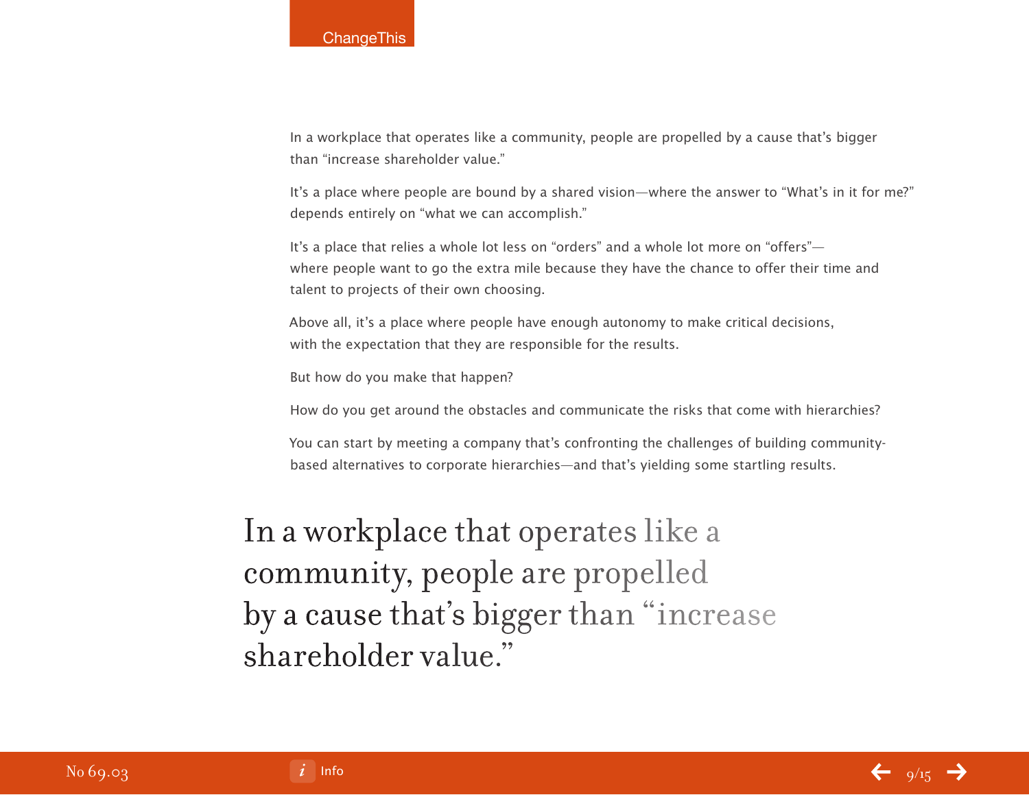In a workplace that operates like a community, people are propelled by a cause that's bigger than "increase shareholder value."

It's a place where people are bound by a shared vision—where the answer to "What's in it for me?" depends entirely on "what we can accomplish."

It's a place that relies a whole lot less on "orders" and a whole lot more on "offers"—where people want to go the extra mile because they have the chance to offer their time and talent to projects of their own choosing.

Above all, it's a place where people have enough autonomy to make critical decisions, with the expectation that they are responsible for the results.

But how do you make that happen?

How do you get around the obstacles and communicate the risks that come with hierarchies?

You can start by meeting a company that's confronting the challenges of building community-based alternatives to corporate hierarchies—and that's yielding some startling results.

> In a workplace that operates like a community, people are propelled by a cause that's bigger than "increase shareholder value."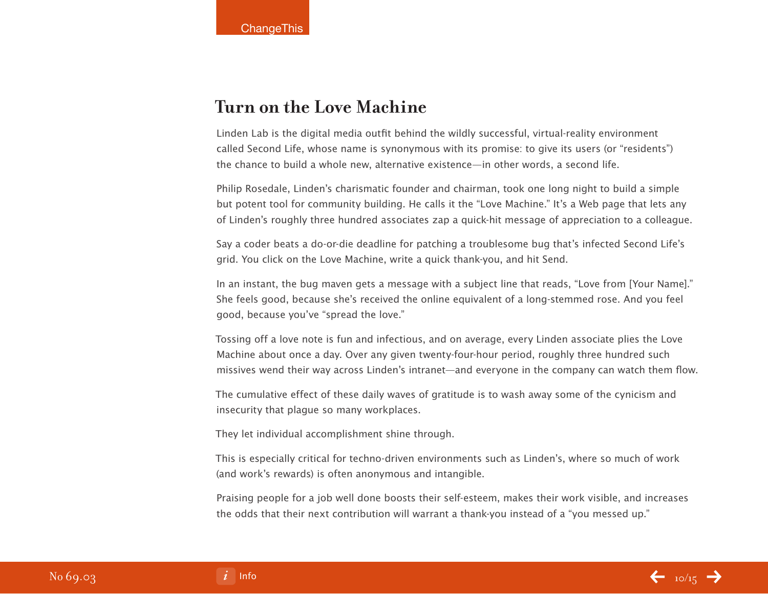## Turn on the Love Machine

Linden Lab is the digital media outfit behind the wildly successful, virtual-reality environment called Second Life, whose name is synonymous with its promise: to give its users (or "residents") the chance to build a whole new, alternative existence—in other words, a second life.

Philip Rosedale, Linden's charismatic founder and chairman, took one long night to build a simple but potent tool for community building. He calls it the "Love Machine." It's a Web page that lets any of Linden's roughly three hundred associates zap a quick-hit message of appreciation to a colleague.

Say a coder beats a do-or-die deadline for patching a troublesome bug that's infected Second Life's grid. You click on the Love Machine, write a quick thank-you, and hit Send.

In an instant, the bug maven gets a message with a subject line that reads, "Love from [Your Name]." She feels good, because she's received the online equivalent of a long-stemmed rose. And you feel good, because you've "spread the love."

Tossing off a love note is fun and infectious, and on average, every Linden associate plies the Love Machine about once a day. Over any given twenty-four-hour period, roughly three hundred such missives wend their way across Linden's intranet—and everyone in the company can watch them flow.

The cumulative effect of these daily waves of gratitude is to wash away some of the cynicism and insecurity that plague so many workplaces.

They let individual accomplishment shine through.

This is especially critical for techno-driven environments such as Linden's, where so much of work (and work's rewards) is often anonymous and intangible.

Praising people for a job well done boosts their self-esteem, makes their work visible, and increases the odds that their next contribution will warrant a thank-you instead of a "you messed up."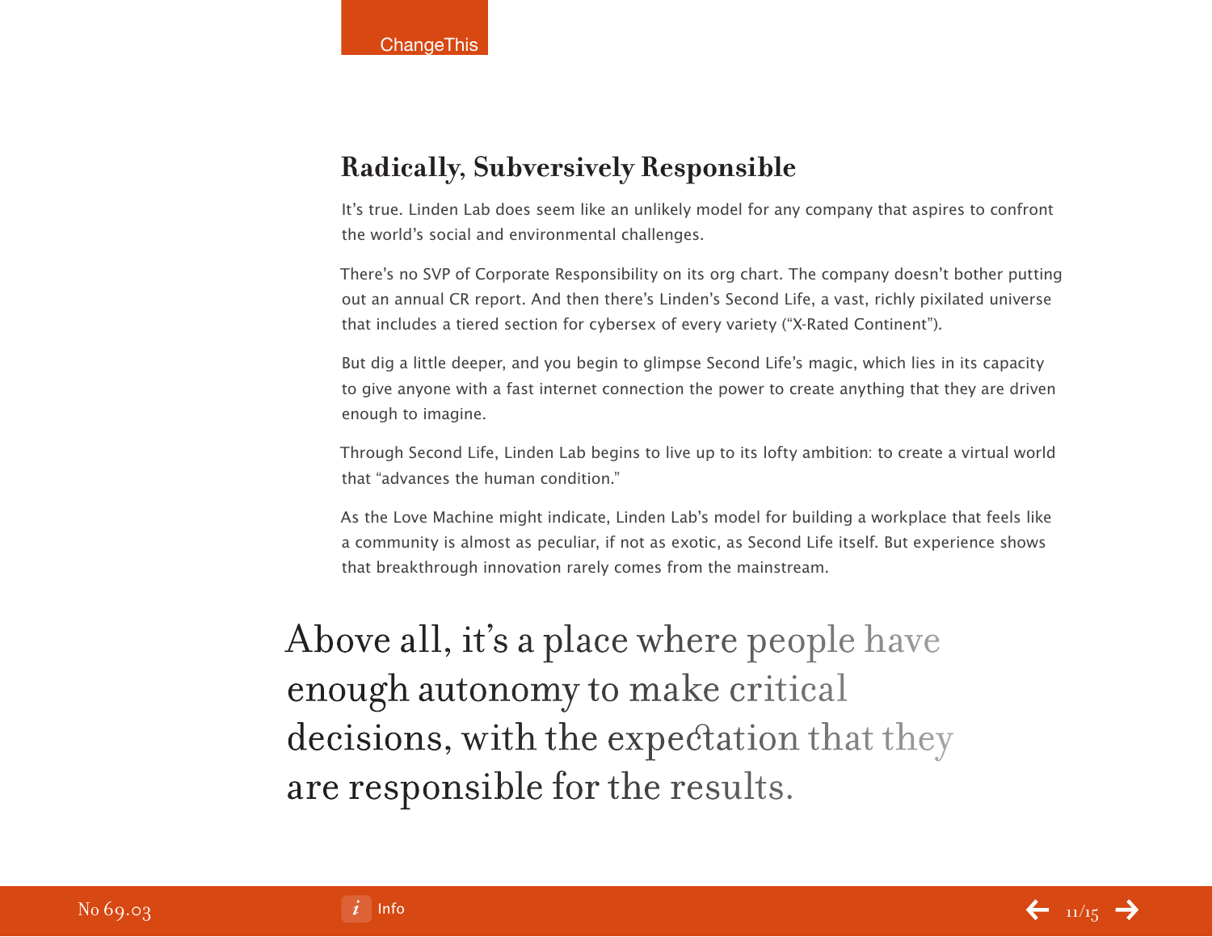## Radically, Subversively Responsible

It's true. Linden Lab does seem like an unlikely model for any company that aspires to confront the world's social and environmental challenges.

There's no SVP of Corporate Responsibility on its org chart. The company doesn't bother putting out an annual CR report. And then there's Linden's Second Life, a vast, richly pixilated universe that includes a tiered section for cybersex of every variety ("X-Rated Continent").

But dig a little deeper, and you begin to glimpse Second Life's magic, which lies in its capacity to give anyone with a fast internet connection the power to create anything that they are driven enough to imagine.

Through Second Life, Linden Lab begins to live up to its lofty ambition: to create a virtual world that "advances the human condition."

As the Love Machine might indicate, Linden Lab's model for building a workplace that feels like a community is almost as peculiar, if not as exotic, as Second Life itself. But experience shows that breakthrough innovation rarely comes from the mainstream.

> Above all, it's a place where people have enough autonomy to make critical decisions, with the expectation that they are responsible for the results.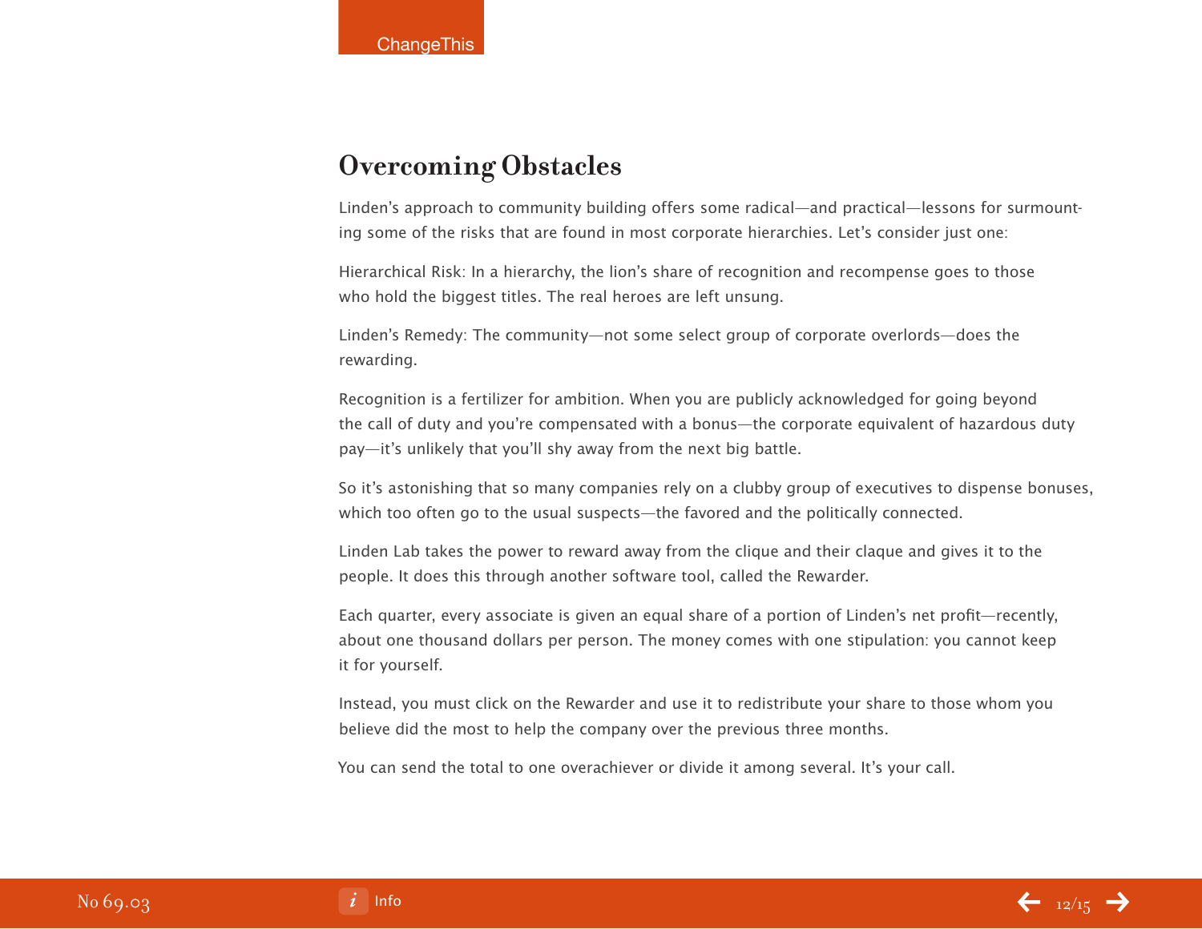## Overcoming Obstacles

Linden's approach to community building offers some radical—and practical—lessons for surmounting some of the risks that are found in most corporate hierarchies. Let's consider just one:

Hierarchical Risk: In a hierarchy, the lion's share of recognition and recompense goes to those who hold the biggest titles. The real heroes are left unsung.

Linden's Remedy: The community—not some select group of corporate overlords—does the rewarding.

Recognition is a fertilizer for ambition. When you are publicly acknowledged for going beyond the call of duty and you're compensated with a bonus—the corporate equivalent of hazardous duty pay—it's unlikely that you'll shy away from the next big battle.

So it's astonishing that so many companies rely on a clubby group of executives to dispense bonuses, which too often go to the usual suspects—the favored and the politically connected.

Linden Lab takes the power to reward away from the clique and their claque and gives it to the people. It does this through another software tool, called the Rewarder.

Each quarter, every associate is given an equal share of a portion of Linden's net profit—recently, about one thousand dollars per person. The money comes with one stipulation: you cannot keep it for yourself.

Instead, you must click on the Rewarder and use it to redistribute your share to those whom you believe did the most to help the company over the previous three months.

You can send the total to one overachiever or divide it among several. It's your call.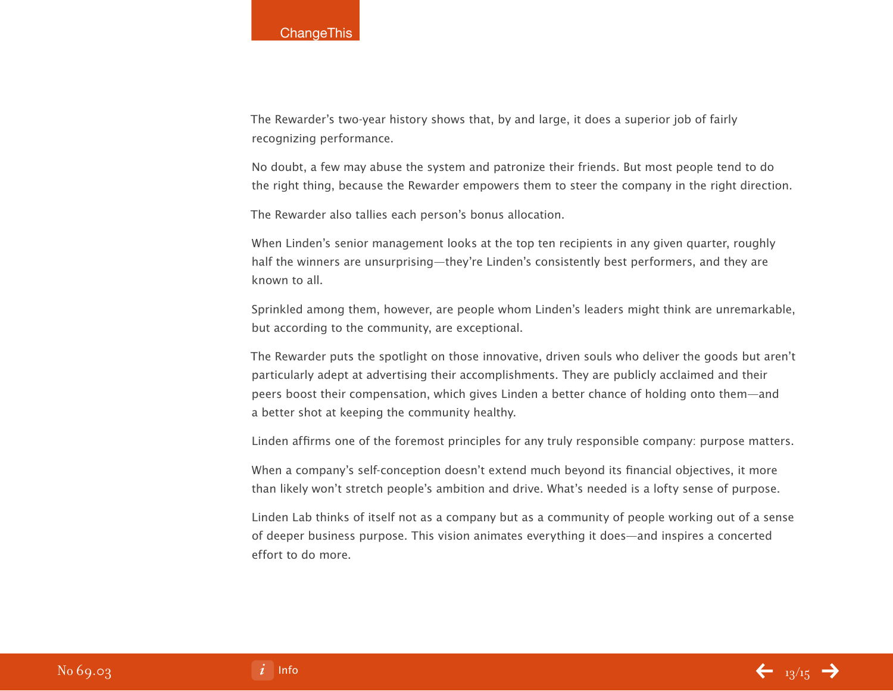The Rewarder's two-year history shows that, by and large, it does a superior job of fairly recognizing performance.

No doubt, a few may abuse the system and patronize their friends. But most people tend to do the right thing, because the Rewarder empowers them to steer the company in the right direction.

The Rewarder also tallies each person's bonus allocation.

When Linden's senior management looks at the top ten recipients in any given quarter, roughly half the winners are unsurprising—they're Linden's consistently best performers, and they are known to all.

Sprinkled among them, however, are people whom Linden's leaders might think are unremarkable, but according to the community, are exceptional.

The Rewarder puts the spotlight on those innovative, driven souls who deliver the goods but aren't particularly adept at advertising their accomplishments. They are publicly acclaimed and their peers boost their compensation, which gives Linden a better chance of holding onto them—and a better shot at keeping the community healthy.

Linden affirms one of the foremost principles for any truly responsible company: purpose matters.

When a company's self-conception doesn't extend much beyond its financial objectives, it more than likely won't stretch people's ambition and drive. What's needed is a lofty sense of purpose.

Linden Lab thinks of itself not as a company but as a community of people working out of a sense of deeper business purpose. This vision animates everything it does—and inspires a concerted effort to do more.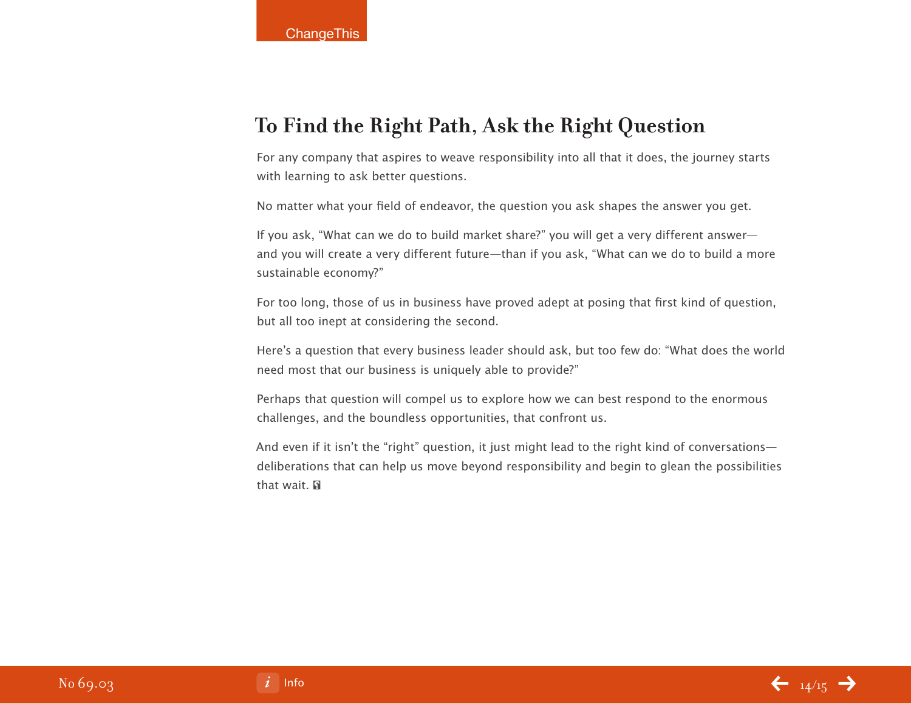## To Find the Right Path, Ask the Right Question

For any company that aspires to weave responsibility into all that it does, the journey starts with learning to ask better questions.

No matter what your field of endeavor, the question you ask shapes the answer you get.

If you ask, "What can we do to build market share?" you will get a very different answer—and you will create a very different future—than if you ask, "What can we do to build a more sustainable economy?"

For too long, those of us in business have proved adept at posing that first kind of question, but all too inept at considering the second.

Here's a question that every business leader should ask, but too few do: "What does the world need most that our business is uniquely able to provide?"

Perhaps that question will compel us to explore how we can best respond to the enormous challenges, and the boundless opportunities, that confront us.

And even if it isn't the "right" question, it just might lead to the right kind of conversations—deliberations that can help us move beyond responsibility and begin to glean the possibilities that wait.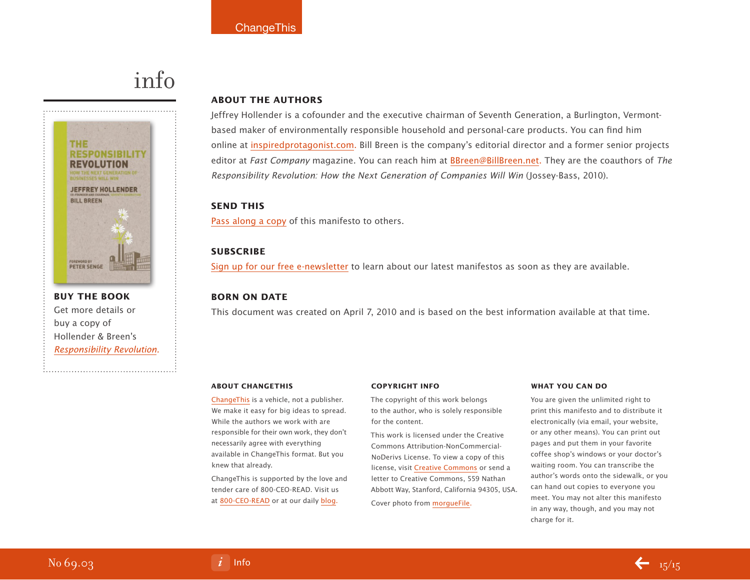# info

**BUY THE BOOK**
Get more details or buy a copy of Hollender & Breen's *Responsibility Revolution*.

## ABOUT THE AUTHORS

Jeffrey Hollender is a cofounder and the executive chairman of Seventh Generation, a Burlington, Vermont-based maker of environmentally responsible household and personal-care products. You can find him online at inspiredprotagonist.com. Bill Breen is the company's editorial director and a former senior projects editor at *Fast Company* magazine. You can reach him at BBreen@BillBreen.net. They are the coauthors of *The Responsibility Revolution: How the Next Generation of Companies Will Win* (Jossey-Bass, 2010).

## SEND THIS

Pass along a copy of this manifesto to others.

## SUBSCRIBE

Sign up for our free e-newsletter to learn about our latest manifestos as soon as they are available.

## BORN ON DATE

This document was created on April 7, 2010 and is based on the best information available at that time.

### ABOUT CHANGETHIS

ChangeThis is a vehicle, not a publisher. We make it easy for big ideas to spread. While the authors we work with are responsible for their own work, they don't necessarily agree with everything available in ChangeThis format. But you knew that already.

ChangeThis is supported by the love and tender care of 800-CEO-READ. Visit us at 800-CEO-READ or at our daily blog.

### COPYRIGHT INFO

The copyright of this work belongs to the author, who is solely responsible for the content.

This work is licensed under the Creative Commons Attribution-NonCommercial-NoDerivs License. To view a copy of this license, visit Creative Commons or send a letter to Creative Commons, 559 Nathan Abbott Way, Stanford, California 94305, USA.

Cover photo from morgueFile.

### WHAT YOU CAN DO

You are given the unlimited right to print this manifesto and to distribute it electronically (via email, your website, or any other means). You can print out pages and put them in your favorite coffee shop's windows or your doctor's waiting room. You can transcribe the author's words onto the sidewalk, or you can hand out copies to everyone you meet. You may not alter this manifesto in any way, though, and you may not charge for it.